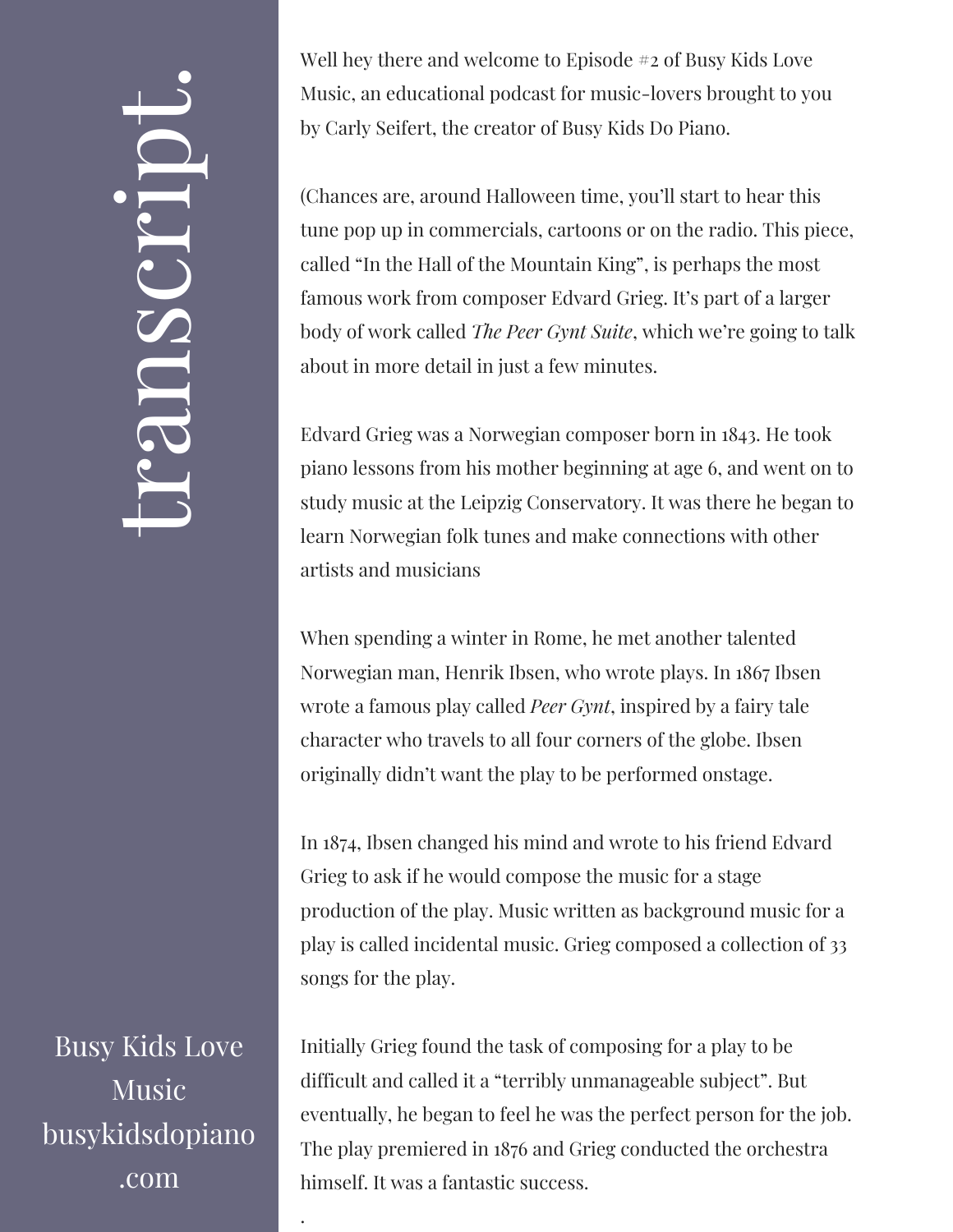# transcript.

Well hey there and welcome to Episode #2 of Busy Kids Love Music, an educational podcast for music-lovers brought to you by Carly Seifert, the creator of Busy Kids Do Piano.

(Chances are, around Halloween time, you'll start to hear this tune pop up in commercials, cartoons or on the radio. This piece, called "In the Hall of the Mountain King", is perhaps the most famous work from composer Edvard Grieg. It's part of a larger body of work called *The Peer Gynt Suite*, which we're going to talk about in more detail in just a few minutes.

Edvard Grieg was a Norwegian composer born in 1843. He took piano lessons from his mother beginning at age 6, and went on to study music at the Leipzig Conservatory. It was there he began to learn Norwegian folk tunes and make connections with other artists and musicians

When spending a winter in Rome, he met another talented Norwegian man, Henrik Ibsen, who wrote plays. In 1867 Ibsen wrote a famous play called *Peer Gynt*, inspired by a fairy tale character who travels to all four corners of the globe. Ibsen originally didn't want the play to be performed onstage.

In 1874, Ibsen changed his mind and wrote to his friend Edvard Grieg to ask if he would compose the music for a stage production of the play. Music written as background music for a play is called incidental music. Grieg composed a collection of 33 songs for the play.

Initially Grieg found the task of composing for a play to be difficult and called it a "terribly unmanageable subject". But eventually, he began to feel he was the perfect person for the job. The play premiered in 1876 and Grieg conducted the orchestra himself. It was a fantastic success.

Busy Kids Love Music
busykidsdopiano.com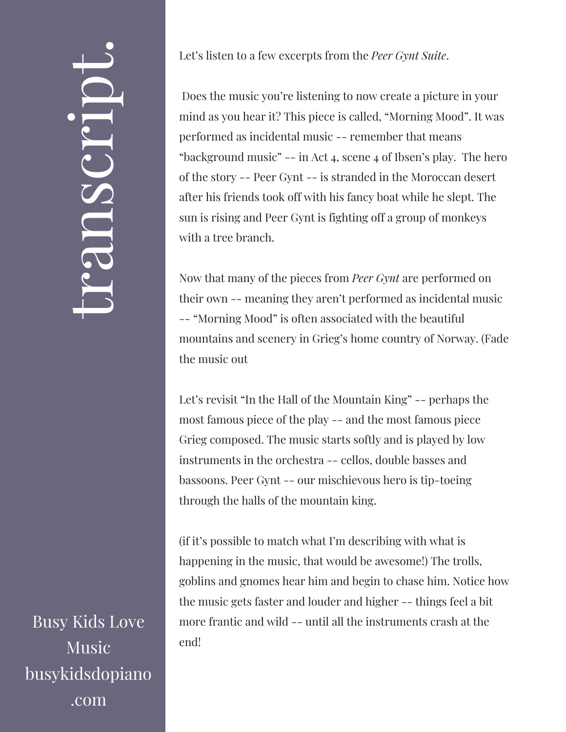# transcript.

Let's listen to a few excerpts from the *Peer Gynt Suite*.

Does the music you're listening to now create a picture in your mind as you hear it? This piece is called, "Morning Mood". It was performed as incidental music -- remember that means "background music" -- in Act 4, scene 4 of Ibsen's play. The hero of the story -- Peer Gynt -- is stranded in the Moroccan desert after his friends took off with his fancy boat while he slept. The sun is rising and Peer Gynt is fighting off a group of monkeys with a tree branch.

Now that many of the pieces from *Peer Gynt* are performed on their own -- meaning they aren't performed as incidental music -- "Morning Mood" is often associated with the beautiful mountains and scenery in Grieg's home country of Norway. (Fade the music out

Let's revisit "In the Hall of the Mountain King" -- perhaps the most famous piece of the play -- and the most famous piece Grieg composed. The music starts softly and is played by low instruments in the orchestra -- cellos, double basses and bassoons. Peer Gynt -- our mischievous hero is tip-toeing through the halls of the mountain king.

(if it's possible to match what I'm describing with what is happening in the music, that would be awesome!) The trolls, goblins and gnomes hear him and begin to chase him. Notice how the music gets faster and louder and higher -- things feel a bit more frantic and wild -- until all the instruments crash at the end!

Busy Kids Love Music
busykidsdopiano.com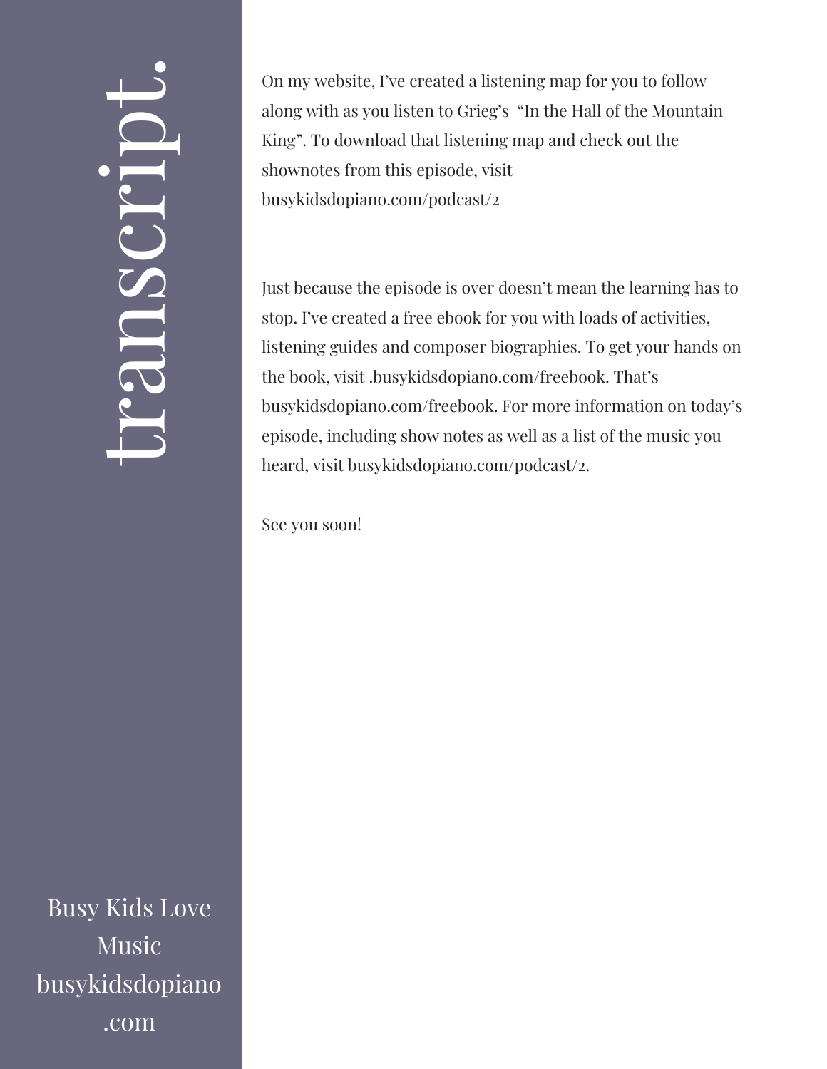On my website, I've created a listening map for you to follow along with as you listen to Grieg's "In the Hall of the Mountain King". To download that listening map and check out the shownotes from this episode, visit busykidsdopiano.com/podcast/2

Just because the episode is over doesn't mean the learning has to stop. I've created a free ebook for you with loads of activities, listening guides and composer biographies. To get your hands on the book, visit .busykidsdopiano.com/freebook. That's busykidsdopiano.com/freebook. For more information on today's episode, including show notes as well as a list of the music you heard, visit busykidsdopiano.com/podcast/2.

See you soon!